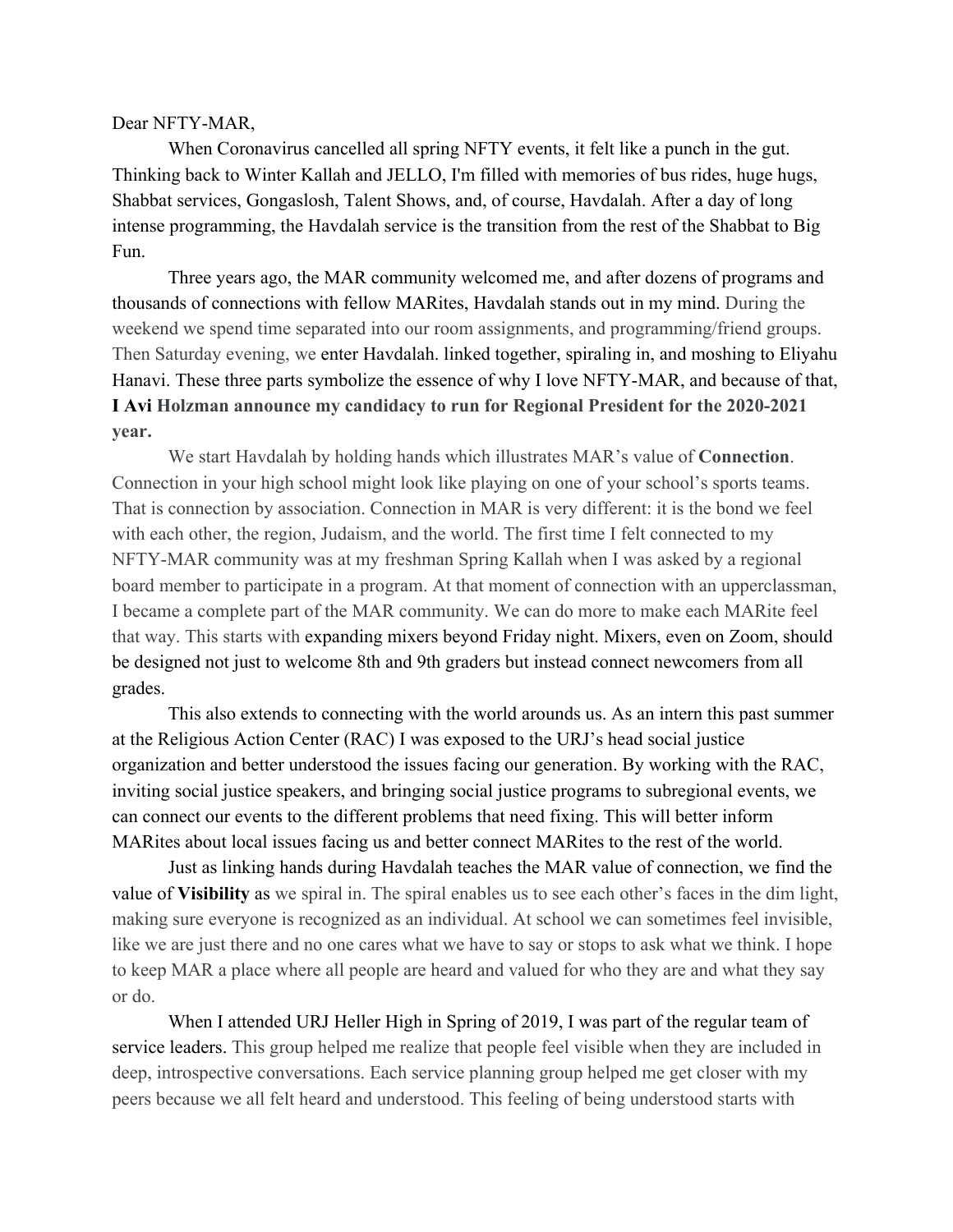Dear NFTY-MAR,

When Coronavirus cancelled all spring NFTY events, it felt like a punch in the gut. Thinking back to Winter Kallah and JELLO, I'm filled with memories of bus rides, huge hugs, Shabbat services, Gongaslosh, Talent Shows, and, of course, Havdalah. After a day of long intense programming, the Havdalah service is the transition from the rest of the Shabbat to Big Fun.

Three years ago, the MAR community welcomed me, and after dozens of programs and thousands of connections with fellow MARites, Havdalah stands out in my mind. During the weekend we spend time separated into our room assignments, and programming/friend groups. Then Saturday evening, we enter Havdalah. linked together, spiraling in, and moshing to Eliyahu Hanavi. These three parts symbolize the essence of why I love NFTY-MAR, and because of that, **I Avi Holzman announce my candidacy to run for Regional President for the 2020-2021 year.**

We start Havdalah by holding hands which illustrates MAR's value of **Connection**. Connection in your high school might look like playing on one of your school's sports teams. That is connection by association. Connection in MAR is very different: it is the bond we feel with each other, the region, Judaism, and the world. The first time I felt connected to my NFTY-MAR community was at my freshman Spring Kallah when I was asked by a regional board member to participate in a program. At that moment of connection with an upperclassman, I became a complete part of the MAR community. We can do more to make each MARite feel that way. This starts with expanding mixers beyond Friday night. Mixers, even on Zoom, should be designed not just to welcome 8th and 9th graders but instead connect newcomers from all grades.

This also extends to connecting with the world arounds us. As an intern this past summer at the Religious Action Center (RAC) I was exposed to the URJ's head social justice organization and better understood the issues facing our generation. By working with the RAC, inviting social justice speakers, and bringing social justice programs to subregional events, we can connect our events to the different problems that need fixing. This will better inform MARites about local issues facing us and better connect MARites to the rest of the world.

Just as linking hands during Havdalah teaches the MAR value of connection, we find the value of **Visibility** as we spiral in. The spiral enables us to see each other's faces in the dim light, making sure everyone is recognized as an individual. At school we can sometimes feel invisible, like we are just there and no one cares what we have to say or stops to ask what we think. I hope to keep MAR a place where all people are heard and valued for who they are and what they say or do.

When I attended URJ Heller High in Spring of 2019, I was part of the regular team of service leaders. This group helped me realize that people feel visible when they are included in deep, introspective conversations. Each service planning group helped me get closer with my peers because we all felt heard and understood. This feeling of being understood starts with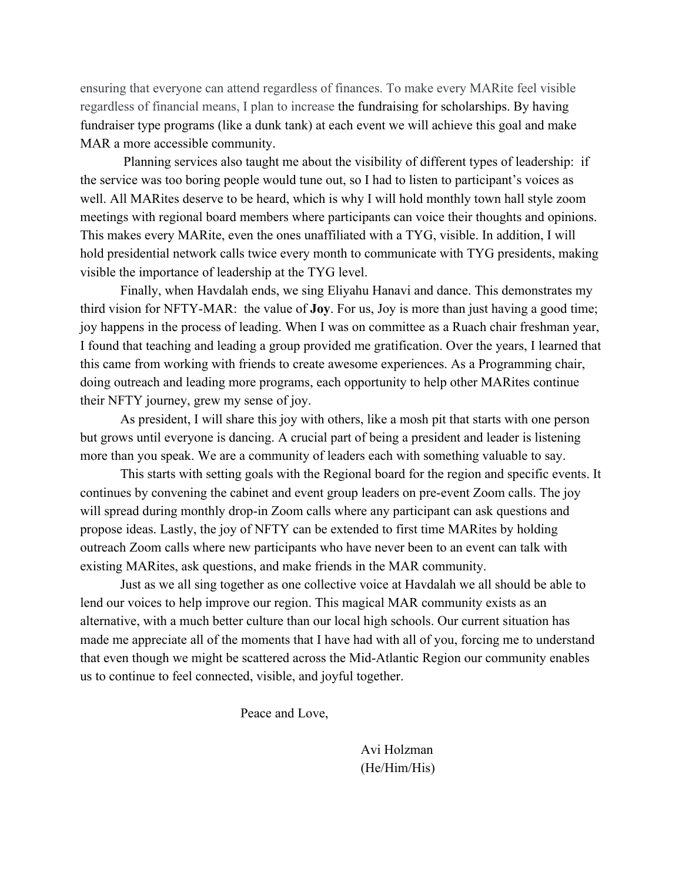ensuring that everyone can attend regardless of finances. To make every MARite feel visible regardless of financial means, I plan to increase the fundraising for scholarships. By having fundraiser type programs (like a dunk tank) at each event we will achieve this goal and make MAR a more accessible community.

Planning services also taught me about the visibility of different types of leadership: if the service was too boring people would tune out, so I had to listen to participant's voices as well. All MARites deserve to be heard, which is why I will hold monthly town hall style zoom meetings with regional board members where participants can voice their thoughts and opinions. This makes every MARite, even the ones unaffiliated with a TYG, visible. In addition, I will hold presidential network calls twice every month to communicate with TYG presidents, making visible the importance of leadership at the TYG level.

Finally, when Havdalah ends, we sing Eliyahu Hanavi and dance. This demonstrates my third vision for NFTY-MAR: the value of **Joy**. For us, Joy is more than just having a good time; joy happens in the process of leading. When I was on committee as a Ruach chair freshman year, I found that teaching and leading a group provided me gratification. Over the years, I learned that this came from working with friends to create awesome experiences. As a Programming chair, doing outreach and leading more programs, each opportunity to help other MARites continue their NFTY journey, grew my sense of joy.

As president, I will share this joy with others, like a mosh pit that starts with one person but grows until everyone is dancing. A crucial part of being a president and leader is listening more than you speak. We are a community of leaders each with something valuable to say.

This starts with setting goals with the Regional board for the region and specific events. It continues by convening the cabinet and event group leaders on pre-event Zoom calls. The joy will spread during monthly drop-in Zoom calls where any participant can ask questions and propose ideas. Lastly, the joy of NFTY can be extended to first time MARites by holding outreach Zoom calls where new participants who have never been to an event can talk with existing MARites, ask questions, and make friends in the MAR community.

Just as we all sing together as one collective voice at Havdalah we all should be able to lend our voices to help improve our region. This magical MAR community exists as an alternative, with a much better culture than our local high schools. Our current situation has made me appreciate all of the moments that I have had with all of you, forcing me to understand that even though we might be scattered across the Mid-Atlantic Region our community enables us to continue to feel connected, visible, and joyful together.

Peace and Love,

Avi Holzman
(He/Him/His)